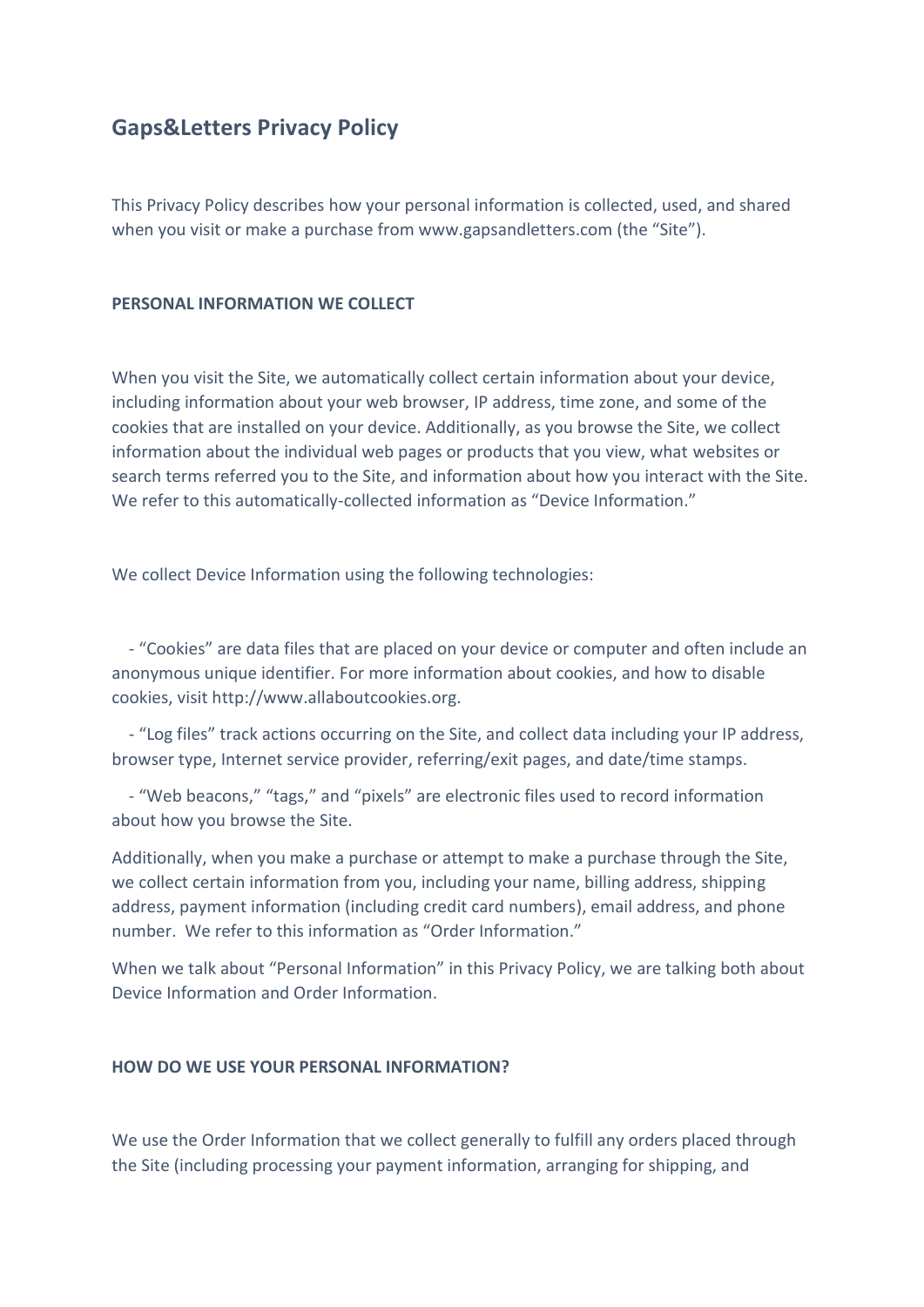# Gaps&Letters Privacy Policy

This Privacy Policy describes how your personal information is collected, used, and shared when you visit or make a purchase from www.gapsandletters.com (the "Site").

**PERSONAL INFORMATION WE COLLECT**

When you visit the Site, we automatically collect certain information about your device, including information about your web browser, IP address, time zone, and some of the cookies that are installed on your device. Additionally, as you browse the Site, we collect information about the individual web pages or products that you view, what websites or search terms referred you to the Site, and information about how you interact with the Site. We refer to this automatically-collected information as "Device Information."

We collect Device Information using the following technologies:

- "Cookies" are data files that are placed on your device or computer and often include an anonymous unique identifier. For more information about cookies, and how to disable cookies, visit http://www.allaboutcookies.org.
- "Log files" track actions occurring on the Site, and collect data including your IP address, browser type, Internet service provider, referring/exit pages, and date/time stamps.
- "Web beacons," "tags," and "pixels" are electronic files used to record information about how you browse the Site.

Additionally, when you make a purchase or attempt to make a purchase through the Site, we collect certain information from you, including your name, billing address, shipping address, payment information (including credit card numbers), email address, and phone number. We refer to this information as "Order Information."

When we talk about "Personal Information" in this Privacy Policy, we are talking both about Device Information and Order Information.

**HOW DO WE USE YOUR PERSONAL INFORMATION?**

We use the Order Information that we collect generally to fulfill any orders placed through the Site (including processing your payment information, arranging for shipping, and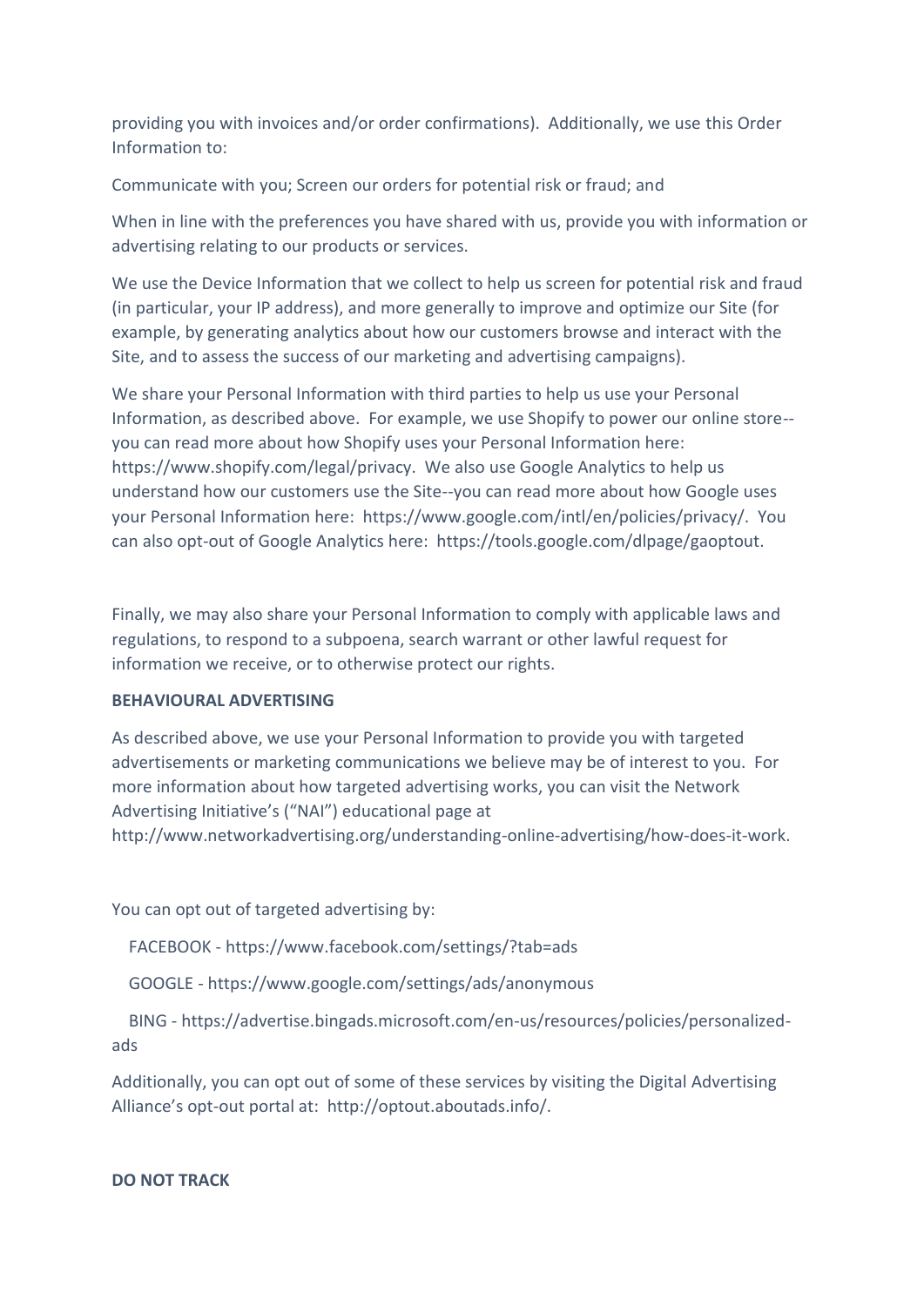providing you with invoices and/or order confirmations). Additionally, we use this Order Information to:

Communicate with you; Screen our orders for potential risk or fraud; and

When in line with the preferences you have shared with us, provide you with information or advertising relating to our products or services.

We use the Device Information that we collect to help us screen for potential risk and fraud (in particular, your IP address), and more generally to improve and optimize our Site (for example, by generating analytics about how our customers browse and interact with the Site, and to assess the success of our marketing and advertising campaigns).

We share your Personal Information with third parties to help us use your Personal Information, as described above. For example, we use Shopify to power our online store--you can read more about how Shopify uses your Personal Information here: https://www.shopify.com/legal/privacy. We also use Google Analytics to help us understand how our customers use the Site--you can read more about how Google uses your Personal Information here: https://www.google.com/intl/en/policies/privacy/. You can also opt-out of Google Analytics here: https://tools.google.com/dlpage/gaoptout.

Finally, we may also share your Personal Information to comply with applicable laws and regulations, to respond to a subpoena, search warrant or other lawful request for information we receive, or to otherwise protect our rights.

**BEHAVIOURAL ADVERTISING**

As described above, we use your Personal Information to provide you with targeted advertisements or marketing communications we believe may be of interest to you. For more information about how targeted advertising works, you can visit the Network Advertising Initiative's ("NAI") educational page at http://www.networkadvertising.org/understanding-online-advertising/how-does-it-work.

You can opt out of targeted advertising by:

FACEBOOK - https://www.facebook.com/settings/?tab=ads

GOOGLE - https://www.google.com/settings/ads/anonymous

BING - https://advertise.bingads.microsoft.com/en-us/resources/policies/personalized-ads

Additionally, you can opt out of some of these services by visiting the Digital Advertising Alliance's opt-out portal at: http://optout.aboutads.info/.

**DO NOT TRACK**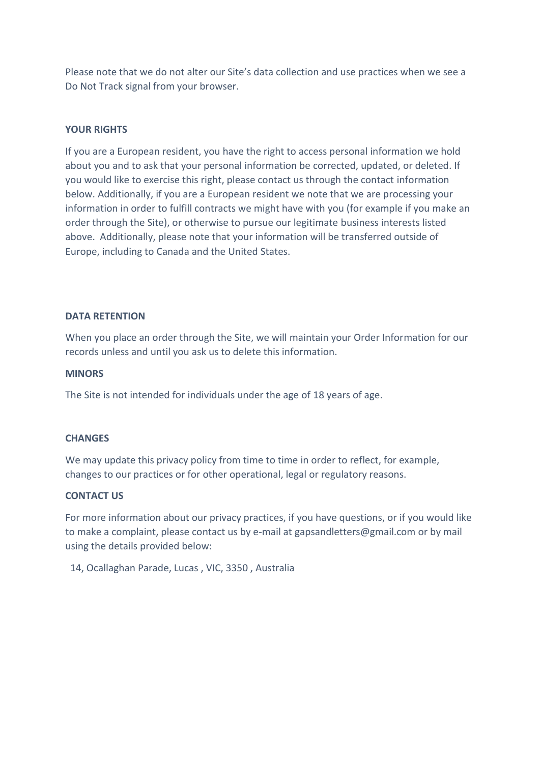Please note that we do not alter our Site's data collection and use practices when we see a Do Not Track signal from your browser.

## YOUR RIGHTS

If you are a European resident, you have the right to access personal information we hold about you and to ask that your personal information be corrected, updated, or deleted. If you would like to exercise this right, please contact us through the contact information below. Additionally, if you are a European resident we note that we are processing your information in order to fulfill contracts we might have with you (for example if you make an order through the Site), or otherwise to pursue our legitimate business interests listed above. Additionally, please note that your information will be transferred outside of Europe, including to Canada and the United States.

## DATA RETENTION

When you place an order through the Site, we will maintain your Order Information for our records unless and until you ask us to delete this information.

## MINORS

The Site is not intended for individuals under the age of 18 years of age.

## CHANGES

We may update this privacy policy from time to time in order to reflect, for example, changes to our practices or for other operational, legal or regulatory reasons.

## CONTACT US

For more information about our privacy practices, if you have questions, or if you would like to make a complaint, please contact us by e-mail at gapsandletters@gmail.com or by mail using the details provided below:

14, Ocallaghan Parade, Lucas , VIC, 3350 , Australia